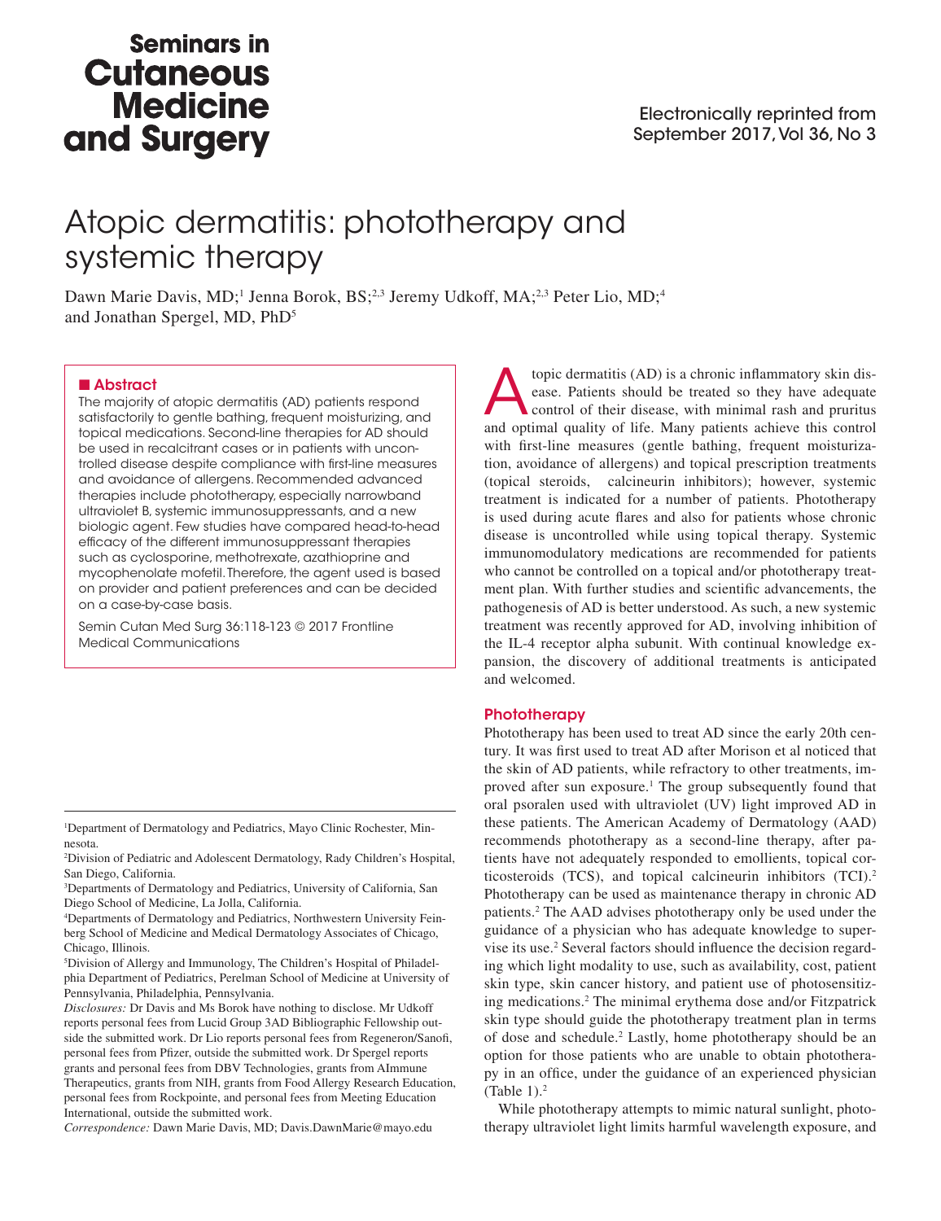Seminars in Cutaneous Medicine and Surgery

Electronically reprinted from September 2017, Vol 36, No 3

# Atopic dermatitis: phototherapy and systemic therapy

Dawn Marie Davis, MD;[1] Jenna Borok, BS;[2,3] Jeremy Udkoff, MA;[2,3] Peter Lio, MD;[4] and Jonathan Spergel, MD, PhD[5]

## Abstract

The majority of atopic dermatitis (AD) patients respond satisfactorily to gentle bathing, frequent moisturizing, and topical medications. Second-line therapies for AD should be used in recalcitrant cases or in patients with uncontrolled disease despite compliance with first-line measures and avoidance of allergens. Recommended advanced therapies include phototherapy, especially narrowband ultraviolet B, systemic immunosuppressants, and a new biologic agent. Few studies have compared head-to-head efficacy of the different immunosuppressant therapies such as cyclosporine, methotrexate, azathioprine and mycophenolate mofetil. Therefore, the agent used is based on provider and patient preferences and can be decided on a case-by-case basis.

Semin Cutan Med Surg 36:118-123 © 2017 Frontline Medical Communications

Atopic dermatitis (AD) is a chronic inflammatory skin disease. Patients should be treated so they have adequate control of their disease, with minimal rash and pruritus and optimal quality of life. Many patients achieve this control with first-line measures (gentle bathing, frequent moisturization, avoidance of allergens) and topical prescription treatments (topical steroids, calcineurin inhibitors); however, systemic treatment is indicated for a number of patients. Phototherapy is used during acute flares and also for patients whose chronic disease is uncontrolled while using topical therapy. Systemic immunomodulatory medications are recommended for patients who cannot be controlled on a topical and/or phototherapy treatment plan. With further studies and scientific advancements, the pathogenesis of AD is better understood. As such, a new systemic treatment was recently approved for AD, involving inhibition of the IL-4 receptor alpha subunit. With continual knowledge expansion, the discovery of additional treatments is anticipated and welcomed.

## Phototherapy

Phototherapy has been used to treat AD since the early 20th century. It was first used to treat AD after Morison et al noticed that the skin of AD patients, while refractory to other treatments, improved after sun exposure.[1] The group subsequently found that oral psoralen used with ultraviolet (UV) light improved AD in these patients. The American Academy of Dermatology (AAD) recommends phototherapy as a second-line therapy, after patients have not adequately responded to emollients, topical corticosteroids (TCS), and topical calcineurin inhibitors (TCI).[2] Phototherapy can be used as maintenance therapy in chronic AD patients.[2] The AAD advises phototherapy only be used under the guidance of a physician who has adequate knowledge to supervise its use.[2] Several factors should influence the decision regarding which light modality to use, such as availability, cost, patient skin type, skin cancer history, and patient use of photosensitizing medications.[2] The minimal erythema dose and/or Fitzpatrick skin type should guide the phototherapy treatment plan in terms of dose and schedule.[2] Lastly, home phototherapy should be an option for those patients who are unable to obtain phototherapy in an office, under the guidance of an experienced physician (Table 1).[2]

While phototherapy attempts to mimic natural sunlight, phototherapy ultraviolet light limits harmful wavelength exposure, and

---

[1]Department of Dermatology and Pediatrics, Mayo Clinic Rochester, Minnesota.

[2]Division of Pediatric and Adolescent Dermatology, Rady Children's Hospital, San Diego, California.

[3]Departments of Dermatology and Pediatrics, University of California, San Diego School of Medicine, La Jolla, California.

[4]Departments of Dermatology and Pediatrics, Northwestern University Feinberg School of Medicine and Medical Dermatology Associates of Chicago, Chicago, Illinois.

[5]Division of Allergy and Immunology, The Children's Hospital of Philadelphia Department of Pediatrics, Perelman School of Medicine at University of Pennsylvania, Philadelphia, Pennsylvania.

*Disclosures:* Dr Davis and Ms Borok have nothing to disclose. Mr Udkoff reports personal fees from Lucid Group 3AD Bibliographic Fellowship outside the submitted work. Dr Lio reports personal fees from Regeneron/Sanofi, personal fees from Pfizer, outside the submitted work. Dr Spergel reports grants and personal fees from DBV Technologies, grants from AImmune Therapeutics, grants from NIH, grants from Food Allergy Research Education, personal fees from Rockpointe, and personal fees from Meeting Education International, outside the submitted work.

*Correspondence:* Dawn Marie Davis, MD; Davis.DawnMarie@mayo.edu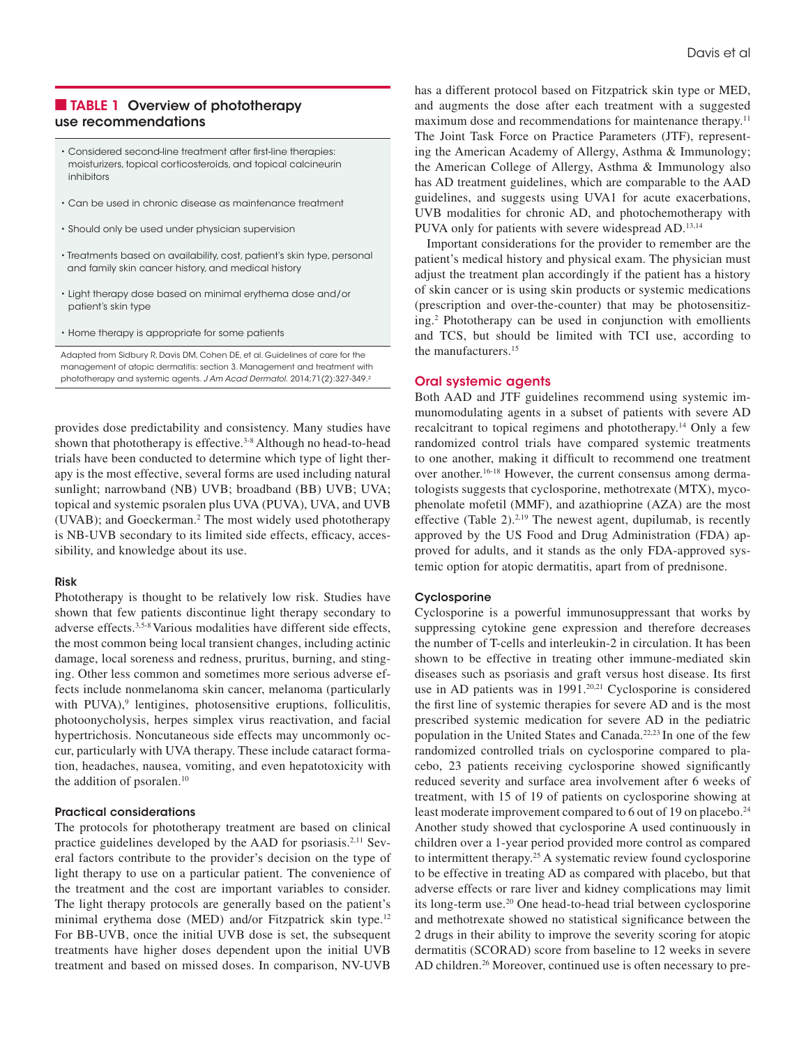## TABLE 1 Overview of phototherapy use recommendations

- Considered second-line treatment after first-line therapies: moisturizers, topical corticosteroids, and topical calcineurin inhibitors
- Can be used in chronic disease as maintenance treatment
- Should only be used under physician supervision
- Treatments based on availability, cost, patient's skin type, personal and family skin cancer history, and medical history
- Light therapy dose based on minimal erythema dose and/or patient's skin type
- Home therapy is appropriate for some patients

Adapted from Sidbury R, Davis DM, Cohen DE, et al. Guidelines of care for the management of atopic dermatitis: section 3. Management and treatment with phototherapy and systemic agents. *J Am Acad Dermatol.* 2014;71(2):327-349.[2]

provides dose predictability and consistency. Many studies have shown that phototherapy is effective.[3-8] Although no head-to-head trials have been conducted to determine which type of light therapy is the most effective, several forms are used including natural sunlight; narrowband (NB) UVB; broadband (BB) UVB; UVA; topical and systemic psoralen plus UVA (PUVA), UVA, and UVB (UVAB); and Goeckerman.[2] The most widely used phototherapy is NB-UVB secondary to its limited side effects, efficacy, accessibility, and knowledge about its use.

### Risk

Phototherapy is thought to be relatively low risk. Studies have shown that few patients discontinue light therapy secondary to adverse effects.[3,5-8] Various modalities have different side effects, the most common being local transient changes, including actinic damage, local soreness and redness, pruritus, burning, and stinging. Other less common and sometimes more serious adverse effects include nonmelanoma skin cancer, melanoma (particularly with PUVA),[9] lentigines, photosensitive eruptions, folliculitis, photoonycholysis, herpes simplex virus reactivation, and facial hypertrichosis. Noncutaneous side effects may uncommonly occur, particularly with UVA therapy. These include cataract formation, headaches, nausea, vomiting, and even hepatotoxicity with the addition of psoralen.[10]

### Practical considerations

The protocols for phototherapy treatment are based on clinical practice guidelines developed by the AAD for psoriasis.[2,11] Several factors contribute to the provider's decision on the type of light therapy to use on a particular patient. The convenience of the treatment and the cost are important variables to consider. The light therapy protocols are generally based on the patient's minimal erythema dose (MED) and/or Fitzpatrick skin type.[12] For BB-UVB, once the initial UVB dose is set, the subsequent treatments have higher doses dependent upon the initial UVB treatment and based on missed doses. In comparison, NV-UVB has a different protocol based on Fitzpatrick skin type or MED, and augments the dose after each treatment with a suggested maximum dose and recommendations for maintenance therapy.[11] The Joint Task Force on Practice Parameters (JTF), representing the American Academy of Allergy, Asthma & Immunology; the American College of Allergy, Asthma & Immunology also has AD treatment guidelines, which are comparable to the AAD guidelines, and suggests using UVA1 for acute exacerbations, UVB modalities for chronic AD, and photochemotherapy with PUVA only for patients with severe widespread AD.[13,14]

Important considerations for the provider to remember are the patient's medical history and physical exam. The physician must adjust the treatment plan accordingly if the patient has a history of skin cancer or is using skin products or systemic medications (prescription and over-the-counter) that may be photosensitizing.[2] Phototherapy can be used in conjunction with emollients and TCS, but should be limited with TCI use, according to the manufacturers.[15]

## Oral systemic agents

Both AAD and JTF guidelines recommend using systemic immunomodulating agents in a subset of patients with severe AD recalcitrant to topical regimens and phototherapy.[14] Only a few randomized control trials have compared systemic treatments to one another, making it difficult to recommend one treatment over another.[16-18] However, the current consensus among dermatologists suggests that cyclosporine, methotrexate (MTX), mycophenolate mofetil (MMF), and azathioprine (AZA) are the most effective (Table 2).[2,19] The newest agent, dupilumab, is recently approved by the US Food and Drug Administration (FDA) approved for adults, and it stands as the only FDA-approved systemic option for atopic dermatitis, apart from of prednisone.

### Cyclosporine

Cyclosporine is a powerful immunosuppressant that works by suppressing cytokine gene expression and therefore decreases the number of T-cells and interleukin-2 in circulation. It has been shown to be effective in treating other immune-mediated skin diseases such as psoriasis and graft versus host disease. Its first use in AD patients was in 1991.[20,21] Cyclosporine is considered the first line of systemic therapies for severe AD and is the most prescribed systemic medication for severe AD in the pediatric population in the United States and Canada.[22,23] In one of the few randomized controlled trials on cyclosporine compared to placebo, 23 patients receiving cyclosporine showed significantly reduced severity and surface area involvement after 6 weeks of treatment, with 15 of 19 of patients on cyclosporine showing at least moderate improvement compared to 6 out of 19 on placebo.[24] Another study showed that cyclosporine A used continuously in children over a 1-year period provided more control as compared to intermittent therapy.[25] A systematic review found cyclosporine to be effective in treating AD as compared with placebo, but that adverse effects or rare liver and kidney complications may limit its long-term use.[20] One head-to-head trial between cyclosporine and methotrexate showed no statistical significance between the 2 drugs in their ability to improve the severity scoring for atopic dermatitis (SCORAD) score from baseline to 12 weeks in severe AD children.[26] Moreover, continued use is often necessary to pre-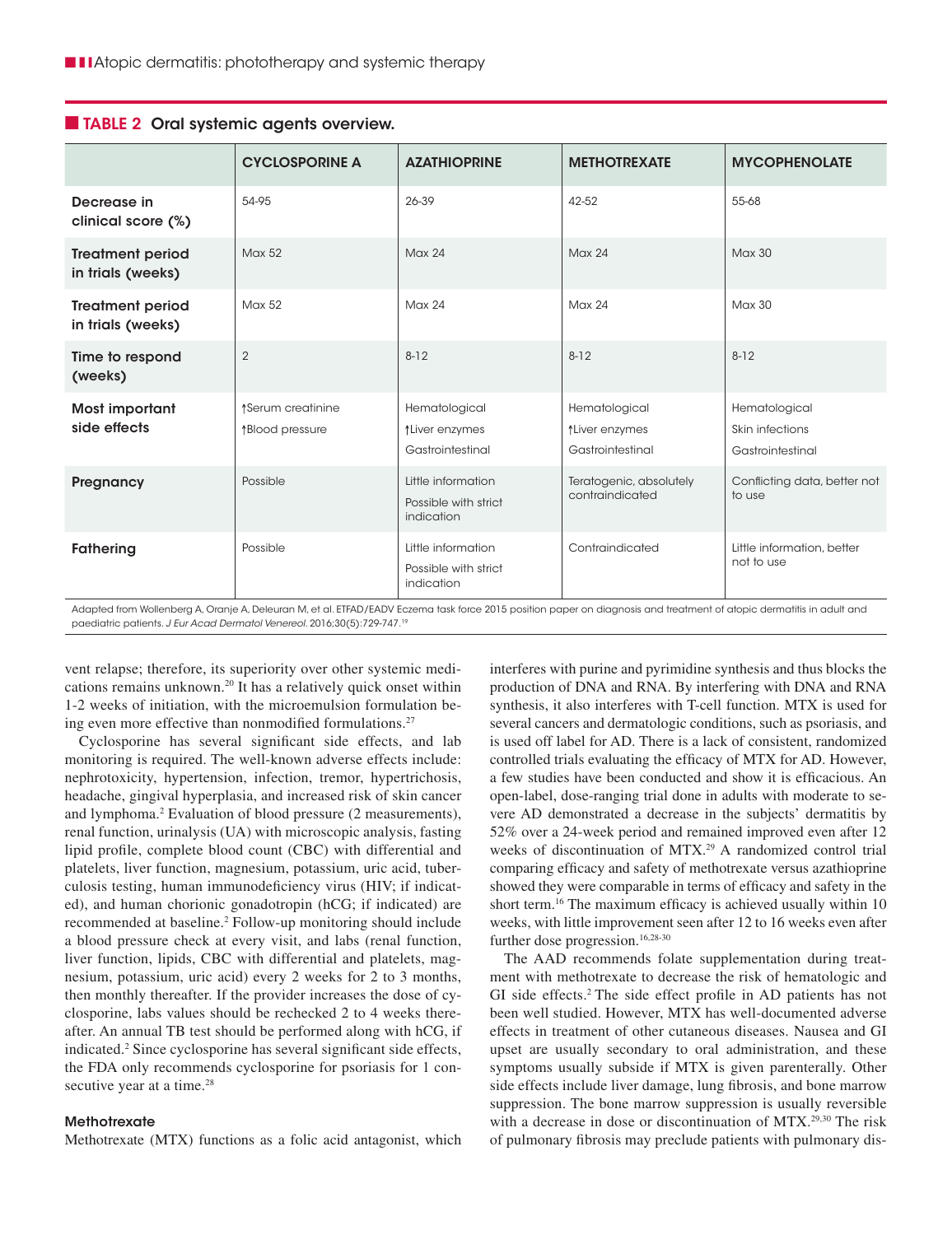**TABLE 2 Oral systemic agents overview.**

| | CYCLOSPORINE A | AZATHIOPRINE | METHOTREXATE | MYCOPHENOLATE |
|---|---|---|---|---|
| Decrease in clinical score (%) | 54-95 | 26-39 | 42-52 | 55-68 |
| Treatment period in trials (weeks) | Max 52 | Max 24 | Max 24 | Max 30 |
| Treatment period in trials (weeks) | Max 52 | Max 24 | Max 24 | Max 30 |
| Time to respond (weeks) | 2 | 8-12 | 8-12 | 8-12 |
| Most important side effects | ↑Serum creatinine<br>↑Blood pressure | Hematological<br>↑Liver enzymes<br>Gastrointestinal | Hematological<br>↑Liver enzymes<br>Gastrointestinal | Hematological<br>Skin infections<br>Gastrointestinal |
| Pregnancy | Possible | Little information<br>Possible with strict indication | Teratogenic, absolutely contraindicated | Conflicting data, better not to use |
| Fathering | Possible | Little information<br>Possible with strict indication | Contraindicated | Little information, better not to use |

Adapted from Wollenberg A, Oranje A, Deleuran M, et al. ETFAD/EADV Eczema task force 2015 position paper on diagnosis and treatment of atopic dermatitis in adult and paediatric patients. *J Eur Acad Dermatol Venereol*. 2016;30(5):729-747.[19]

vent relapse; therefore, its superiority over other systemic medications remains unknown.[20] It has a relatively quick onset within 1-2 weeks of initiation, with the microemulsion formulation being even more effective than nonmodified formulations.[27]

Cyclosporine has several significant side effects, and lab monitoring is required. The well-known adverse effects include: nephrotoxicity, hypertension, infection, tremor, hypertrichosis, headache, gingival hyperplasia, and increased risk of skin cancer and lymphoma.[2] Evaluation of blood pressure (2 measurements), renal function, urinalysis (UA) with microscopic analysis, fasting lipid profile, complete blood count (CBC) with differential and platelets, liver function, magnesium, potassium, uric acid, tuberculosis testing, human immunodeficiency virus (HIV; if indicated), and human chorionic gonadotropin (hCG; if indicated) are recommended at baseline.[2] Follow-up monitoring should include a blood pressure check at every visit, and labs (renal function, liver function, lipids, CBC with differential and platelets, magnesium, potassium, uric acid) every 2 weeks for 2 to 3 months, then monthly thereafter. If the provider increases the dose of cyclosporine, labs values should be rechecked 2 to 4 weeks thereafter. An annual TB test should be performed along with hCG, if indicated.[2] Since cyclosporine has several significant side effects, the FDA only recommends cyclosporine for psoriasis for 1 consecutive year at a time.[28]

### Methotrexate

Methotrexate (MTX) functions as a folic acid antagonist, which interferes with purine and pyrimidine synthesis and thus blocks the production of DNA and RNA. By interfering with DNA and RNA synthesis, it also interferes with T-cell function. MTX is used for several cancers and dermatologic conditions, such as psoriasis, and is used off label for AD. There is a lack of consistent, randomized controlled trials evaluating the efficacy of MTX for AD. However, a few studies have been conducted and show it is efficacious. An open-label, dose-ranging trial done in adults with moderate to severe AD demonstrated a decrease in the subjects' dermatitis by 52% over a 24-week period and remained improved even after 12 weeks of discontinuation of MTX.[29] A randomized control trial comparing efficacy and safety of methotrexate versus azathioprine showed they were comparable in terms of efficacy and safety in the short term.[16] The maximum efficacy is achieved usually within 10 weeks, with little improvement seen after 12 to 16 weeks even after further dose progression.[16,28-30]

The AAD recommends folate supplementation during treatment with methotrexate to decrease the risk of hematologic and GI side effects.[2] The side effect profile in AD patients has not been well studied. However, MTX has well-documented adverse effects in treatment of other cutaneous diseases. Nausea and GI upset are usually secondary to oral administration, and these symptoms usually subside if MTX is given parenterally. Other side effects include liver damage, lung fibrosis, and bone marrow suppression. The bone marrow suppression is usually reversible with a decrease in dose or discontinuation of MTX.[29,30] The risk of pulmonary fibrosis may preclude patients with pulmonary dis-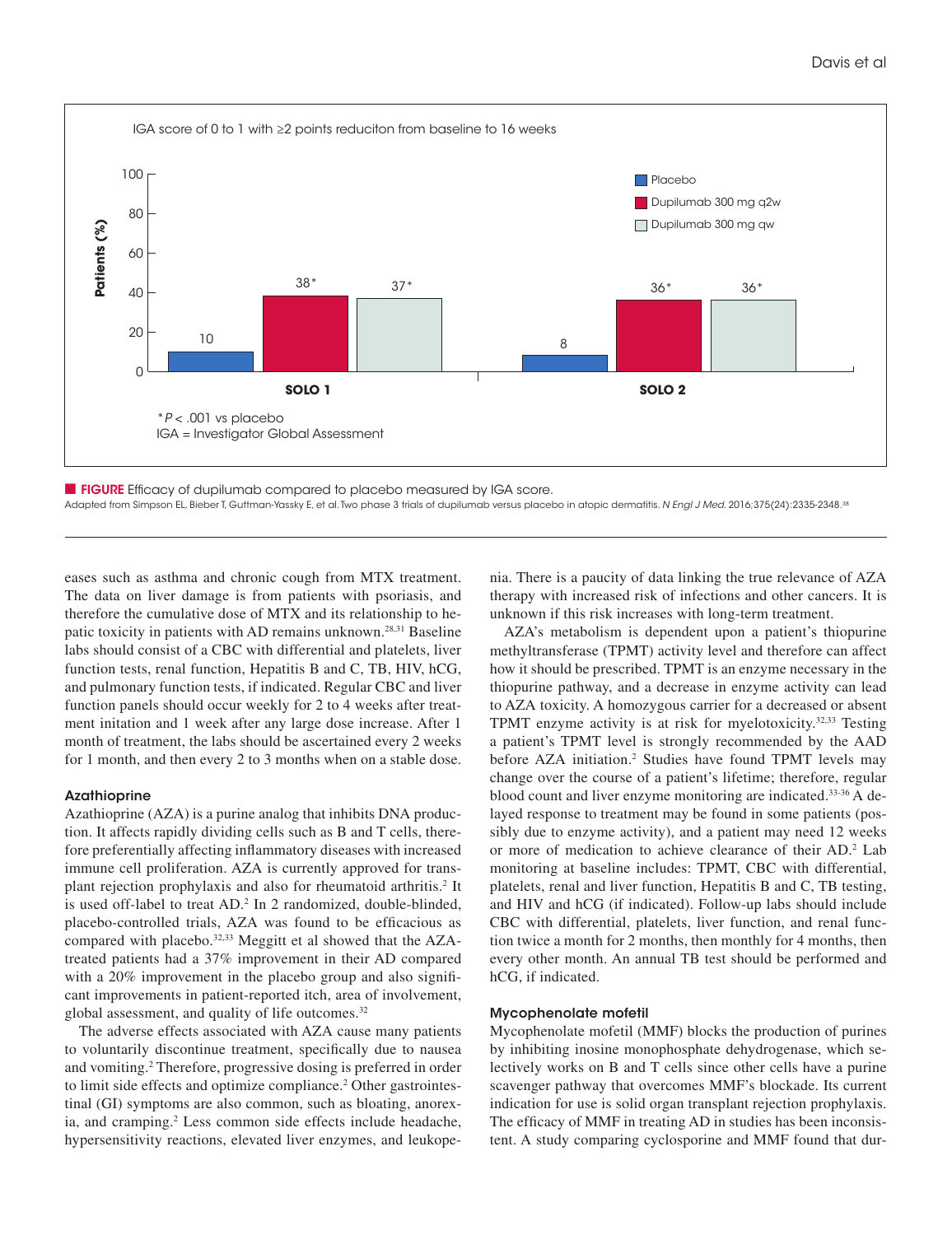IGA score of 0 to 1 with ≥2 points reduciton from baseline to 16 weeks

| | Placebo | Dupilumab 300 mg q2w | Dupilumab 300 mg qw |
|---|---|---|---|
| SOLO 1 | 10 | 38* | 37* |
| SOLO 2 | 8 | 36* | 36* |

Patients (%)

*$P < .001$ vs placebo
IGA = Investigator Global Assessment

**FIGURE** Efficacy of dupilumab compared to placebo measured by IGA score.
Adapted from Simpson EL, Bieber T, Guttman-Yassky E, et al. Two phase 3 trials of dupilumab versus placebo in atopic dermatitis. *N Engl J Med.* 2016;375(24):2335-2348.[38]

eases such as asthma and chronic cough from MTX treatment. The data on liver damage is from patients with psoriasis, and therefore the cumulative dose of MTX and its relationship to hepatic toxicity in patients with AD remains unknown.[28,31] Baseline labs should consist of a CBC with differential and platelets, liver function tests, renal function, Hepatitis B and C, TB, HIV, hCG, and pulmonary function tests, if indicated. Regular CBC and liver function panels should occur weekly for 2 to 4 weeks after treatment initiation and 1 week after any large dose increase. After 1 month of treatment, the labs should be ascertained every 2 weeks for 1 month, and then every 2 to 3 months when on a stable dose.

### Azathioprine

Azathioprine (AZA) is a purine analog that inhibits DNA production. It affects rapidly dividing cells such as B and T cells, therefore preferentially affecting inflammatory diseases with increased immune cell proliferation. AZA is currently approved for transplant rejection prophylaxis and also for rheumatoid arthritis.[2] It is used off-label to treat AD.[2] In 2 randomized, double-blinded, placebo-controlled trials, AZA was found to be efficacious as compared with placebo.[32,33] Meggitt et al showed that the AZA-treated patients had a 37% improvement in their AD compared with a 20% improvement in the placebo group and also significant improvements in patient-reported itch, area of involvement, global assessment, and quality of life outcomes.[32]

The adverse effects associated with AZA cause many patients to voluntarily discontinue treatment, specifically due to nausea and vomiting.[2] Therefore, progressive dosing is preferred in order to limit side effects and optimize compliance.[2] Other gastrointestinal (GI) symptoms are also common, such as bloating, anorexia, and cramping.[2] Less common side effects include headache, hypersensitivity reactions, elevated liver enzymes, and leukopenia. There is a paucity of data linking the true relevance of AZA therapy with increased risk of infections and other cancers. It is unknown if this risk increases with long-term treatment.

AZA's metabolism is dependent upon a patient's thiopurine methyltransferase (TPMT) activity level and therefore can affect how it should be prescribed. TPMT is an enzyme necessary in the thiopurine pathway, and a decrease in enzyme activity can lead to AZA toxicity. A homozygous carrier for a decreased or absent TPMT enzyme activity is at risk for myelotoxicity.[32,33] Testing a patient's TPMT level is strongly recommended by the AAD before AZA initiation.[2] Studies have found TPMT levels may change over the course of a patient's lifetime; therefore, regular blood count and liver enzyme monitoring are indicated.[33-36] A delayed response to treatment may be found in some patients (possibly due to enzyme activity), and a patient may need 12 weeks or more of medication to achieve clearance of their AD.[2] Lab monitoring at baseline includes: TPMT, CBC with differential, platelets, renal and liver function, Hepatitis B and C, TB testing, and HIV and hCG (if indicated). Follow-up labs should include CBC with differential, platelets, liver function, and renal function twice a month for 2 months, then monthly for 4 months, then every other month. An annual TB test should be performed and hCG, if indicated.

### Mycophenolate mofetil

Mycophenolate mofetil (MMF) blocks the production of purines by inhibiting inosine monophosphate dehydrogenase, which selectively works on B and T cells since other cells have a purine scavenger pathway that overcomes MMF's blockade. Its current indication for use is solid organ transplant rejection prophylaxis. The efficacy of MMF in treating AD in studies has been inconsistent. A study comparing cyclosporine and MMF found that dur-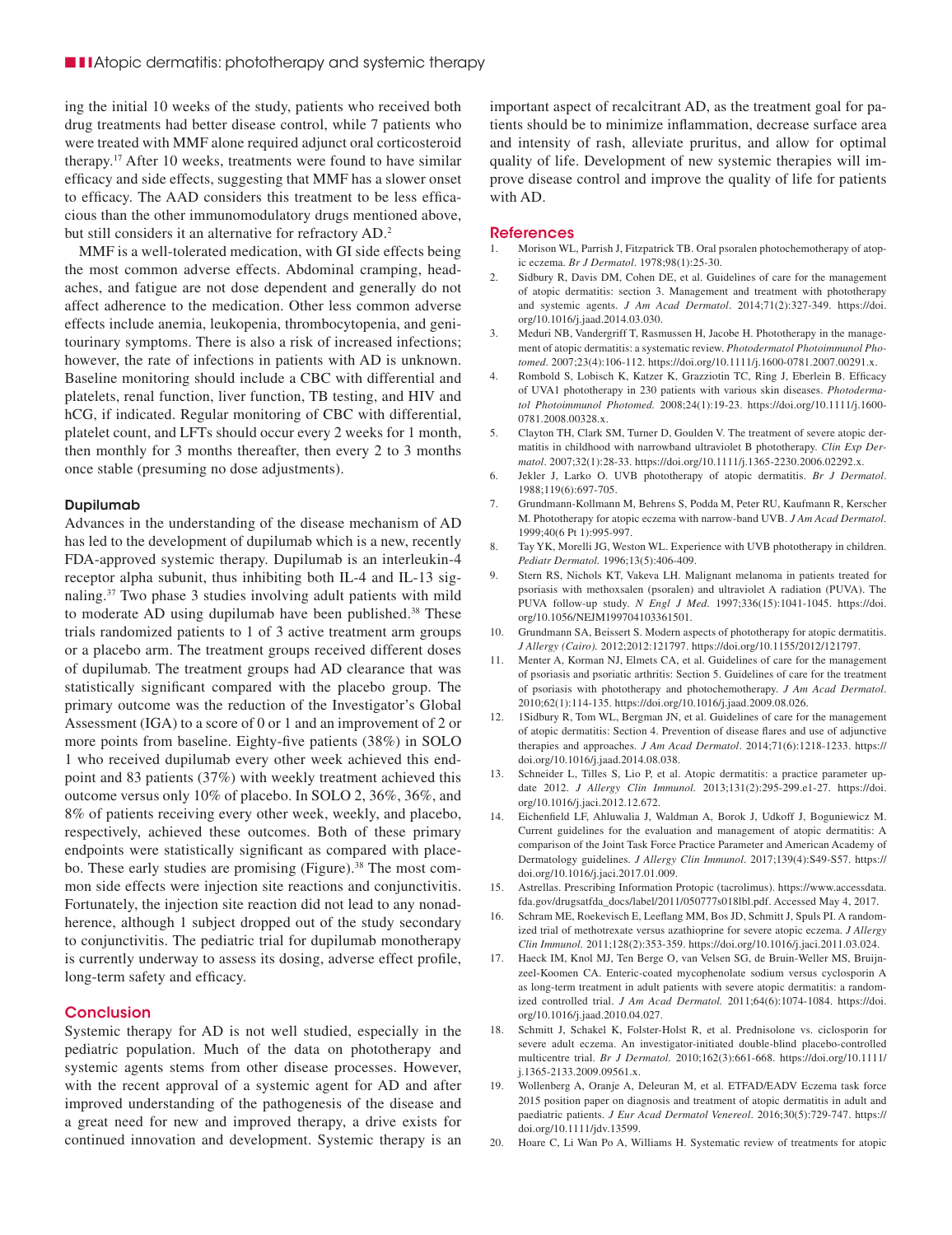ing the initial 10 weeks of the study, patients who received both drug treatments had better disease control, while 7 patients who were treated with MMF alone required adjunct oral corticosteroid therapy.[17] After 10 weeks, treatments were found to have similar efficacy and side effects, suggesting that MMF has a slower onset to efficacy. The AAD considers this treatment to be less efficacious than the other immunomodulatory drugs mentioned above, but still considers it an alternative for refractory AD.[2]

MMF is a well-tolerated medication, with GI side effects being the most common adverse effects. Abdominal cramping, headaches, and fatigue are not dose dependent and generally do not affect adherence to the medication. Other less common adverse effects include anemia, leukopenia, thrombocytopenia, and genitourinary symptoms. There is also a risk of increased infections; however, the rate of infections in patients with AD is unknown. Baseline monitoring should include a CBC with differential and platelets, renal function, liver function, TB testing, and HIV and hCG, if indicated. Regular monitoring of CBC with differential, platelet count, and LFTs should occur every 2 weeks for 1 month, then monthly for 3 months thereafter, then every 2 to 3 months once stable (presuming no dose adjustments).

### Dupilumab

Advances in the understanding of the disease mechanism of AD has led to the development of dupilumab which is a new, recently FDA-approved systemic therapy. Dupilumab is an interleukin-4 receptor alpha subunit, thus inhibiting both IL-4 and IL-13 signaling.[37] Two phase 3 studies involving adult patients with mild to moderate AD using dupilumab have been published.[38] These trials randomized patients to 1 of 3 active treatment arm groups or a placebo arm. The treatment groups received different doses of dupilumab. The treatment groups had AD clearance that was statistically significant compared with the placebo group. The primary outcome was the reduction of the Investigator's Global Assessment (IGA) to a score of 0 or 1 and an improvement of 2 or more points from baseline. Eighty-five patients (38%) in SOLO 1 who received dupilumab every other week achieved this endpoint and 83 patients (37%) with weekly treatment achieved this outcome versus only 10% of placebo. In SOLO 2, 36%, 36%, and 8% of patients receiving every other week, weekly, and placebo, respectively, achieved these outcomes. Both of these primary endpoints were statistically significant as compared with placebo. These early studies are promising (Figure).[38] The most common side effects were injection site reactions and conjunctivitis. Fortunately, the injection site reaction did not lead to any nonadherence, although 1 subject dropped out of the study secondary to conjunctivitis. The pediatric trial for dupilumab monotherapy is currently underway to assess its dosing, adverse effect profile, long-term safety and efficacy.

## Conclusion

Systemic therapy for AD is not well studied, especially in the pediatric population. Much of the data on phototherapy and systemic agents stems from other disease processes. However, with the recent approval of a systemic agent for AD and after improved understanding of the pathogenesis of the disease and a great need for new and improved therapy, a drive exists for continued innovation and development. Systemic therapy is an important aspect of recalcitrant AD, as the treatment goal for patients should be to minimize inflammation, decrease surface area and intensity of rash, alleviate pruritus, and allow for optimal quality of life. Development of new systemic therapies will improve disease control and improve the quality of life for patients with AD.

## References

1. Morison WL, Parrish J, Fitzpatrick TB. Oral psoralen photochemotherapy of atopic eczema. *Br J Dermatol*. 1978;98(1):25-30.
2. Sidbury R, Davis DM, Cohen DE, et al. Guidelines of care for the management of atopic dermatitis: section 3. Management and treatment with phototherapy and systemic agents. *J Am Acad Dermatol*. 2014;71(2):327-349. https://doi.org/10.1016/j.jaad.2014.03.030.
3. Meduri NB, Vandergriff T, Rasmussen H, Jacobe H. Phototherapy in the management of atopic dermatitis: a systematic review. *Photodermatol Photoimmunol Photomed*. 2007;23(4):106-112. https://doi.org/10.1111/j.1600-0781.2007.00291.x.
4. Rombold S, Lobisch K, Katzer K, Grazziotin TC, Ring J, Eberlein B. Efficacy of UVA1 phototherapy in 230 patients with various skin diseases. *Photodermatol Photoimmunol Photomed.* 2008;24(1):19-23. https://doi.org/10.1111/j.1600-0781.2008.00328.x.
5. Clayton TH, Clark SM, Turner D, Goulden V. The treatment of severe atopic dermatitis in childhood with narrowband ultraviolet B phototherapy. *Clin Exp Dermatol*. 2007;32(1):28-33. https://doi.org/10.1111/j.1365-2230.2006.02292.x.
6. Jekler J, Larko O. UVB phototherapy of atopic dermatitis. *Br J Dermatol*. 1988;119(6):697-705.
7. Grundmann-Kollmann M, Behrens S, Podda M, Peter RU, Kaufmann R, Kerscher M. Phototherapy for atopic eczema with narrow-band UVB. *J Am Acad Dermatol*. 1999;40(6 Pt 1):995-997.
8. Tay YK, Morelli JG, Weston WL. Experience with UVB phototherapy in children. *Pediatr Dermatol.* 1996;13(5):406-409.
9. Stern RS, Nichols KT, Vakeva LH. Malignant melanoma in patients treated for psoriasis with methoxsalen (psoralen) and ultraviolet A radiation (PUVA). The PUVA follow-up study. *N Engl J Med*. 1997;336(15):1041-1045. https://doi.org/10.1056/NEJM199704103361501.
10. Grundmann SA, Beissert S. Modern aspects of phototherapy for atopic dermatitis. *J Allergy (Cairo).* 2012;2012:121797. https://doi.org/10.1155/2012/121797.
11. Menter A, Korman NJ, Elmets CA, et al. Guidelines of care for the management of psoriasis and psoriatic arthritis: Section 5. Guidelines of care for the treatment of psoriasis with phototherapy and photochemotherapy. *J Am Acad Dermatol*. 2010;62(1):114-135. https://doi.org/10.1016/j.jaad.2009.08.026.
12. 1Sidbury R, Tom WL, Bergman JN, et al. Guidelines of care for the management of atopic dermatitis: Section 4. Prevention of disease flares and use of adjunctive therapies and approaches. *J Am Acad Dermatol*. 2014;71(6):1218-1233. https://doi.org/10.1016/j.jaad.2014.08.038.
13. Schneider L, Tilles S, Lio P, et al. Atopic dermatitis: a practice parameter update 2012. *J Allergy Clin Immunol.* 2013;131(2):295-299.e1-27. https://doi.org/10.1016/j.jaci.2012.12.672.
14. Eichenfield LF, Ahluwalia J, Waldman A, Borok J, Udkoff J, Boguniewicz M. Current guidelines for the evaluation and management of atopic dermatitis: A comparison of the Joint Task Force Practice Parameter and American Academy of Dermatology guidelines. *J Allergy Clin Immunol*. 2017;139(4):S49-S57. https://doi.org/10.1016/j.jaci.2017.01.009.
15. Astrellas. Prescribing Information Protopic (tacrolimus). https://www.accessdata.fda.gov/drugsatfda_docs/label/2011/050777s018lbl.pdf. Accessed May 4, 2017.
16. Schram ME, Roekevisch E, Leeflang MM, Bos JD, Schmitt J, Spuls PI. A randomized trial of methotrexate versus azathioprine for severe atopic eczema. *J Allergy Clin Immunol.* 2011;128(2):353-359. https://doi.org/10.1016/j.jaci.2011.03.024.
17. Haeck IM, Knol MJ, Ten Berge O, van Velsen SG, de Bruin-Weller MS, Bruijnzeel-Koomen CA. Enteric-coated mycophenolate sodium versus cyclosporin A as long-term treatment in adult patients with severe atopic dermatitis: a randomized controlled trial. *J Am Acad Dermatol.* 2011;64(6):1074-1084. https://doi.org/10.1016/j.jaad.2010.04.027.
18. Schmitt J, Schakel K, Folster-Holst R, et al. Prednisolone vs. ciclosporin for severe adult eczema. An investigator-initiated double-blind placebo-controlled multicentre trial. *Br J Dermatol.* 2010;162(3):661-668. https://doi.org/10.1111/j.1365-2133.2009.09561.x.
19. Wollenberg A, Oranje A, Deleuran M, et al. ETFAD/EADV Eczema task force 2015 position paper on diagnosis and treatment of atopic dermatitis in adult and paediatric patients. *J Eur Acad Dermatol Venereol*. 2016;30(5):729-747. https://doi.org/10.1111/jdv.13599.
20. Hoare C, Li Wan Po A, Williams H. Systematic review of treatments for atopic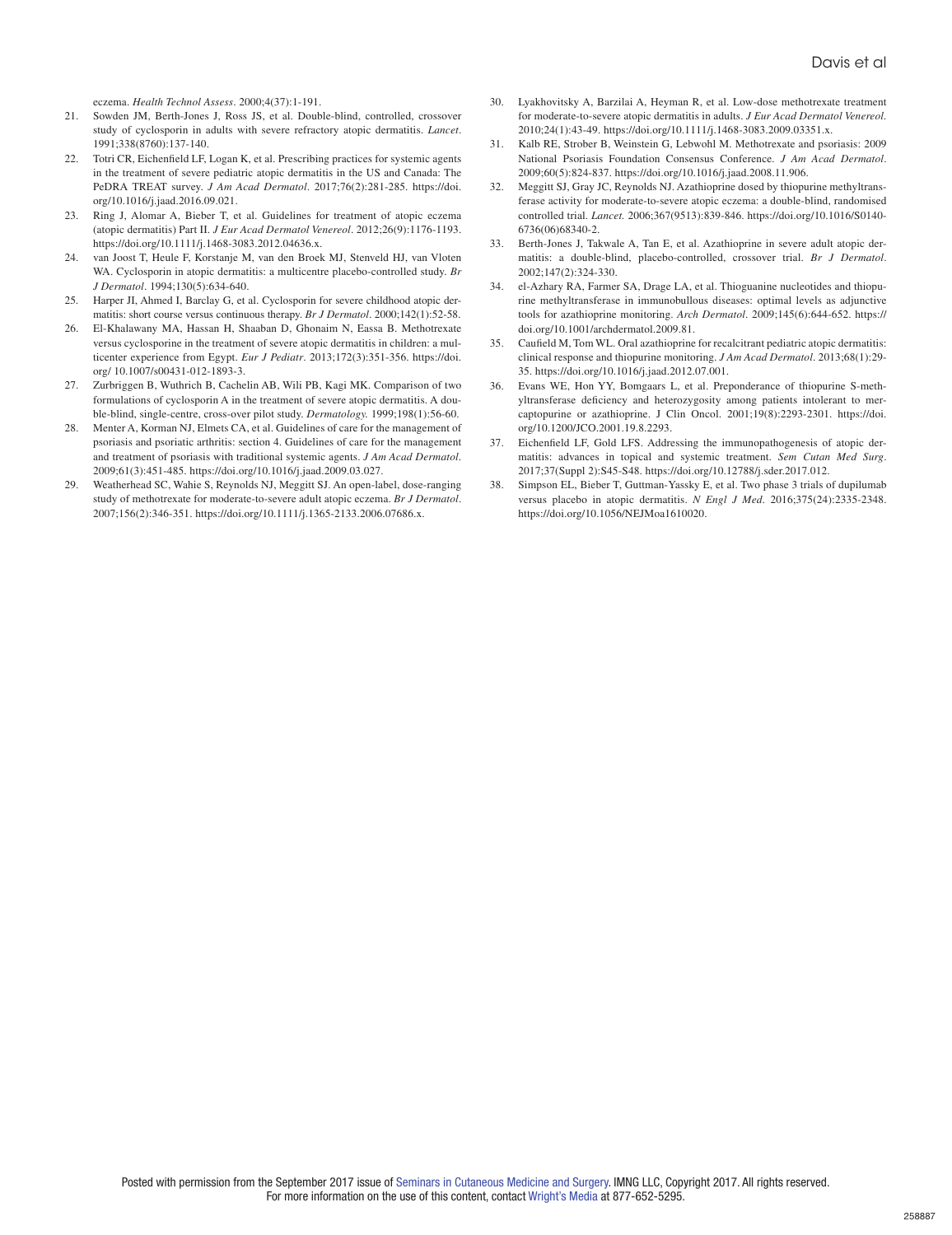eczema. *Health Technol Assess*. 2000;4(37):1-191.

21. Sowden JM, Berth-Jones J, Ross JS, et al. Double-blind, controlled, crossover study of cyclosporin in adults with severe refractory atopic dermatitis. *Lancet*. 1991;338(8760):137-140.
22. Totri CR, Eichenfield LF, Logan K, et al. Prescribing practices for systemic agents in the treatment of severe pediatric atopic dermatitis in the US and Canada: The PeDRA TREAT survey. *J Am Acad Dermatol*. 2017;76(2):281-285. https://doi.org/10.1016/j.jaad.2016.09.021.
23. Ring J, Alomar A, Bieber T, et al. Guidelines for treatment of atopic eczema (atopic dermatitis) Part II. *J Eur Acad Dermatol Venereol*. 2012;26(9):1176-1193. https://doi.org/10.1111/j.1468-3083.2012.04636.x.
24. van Joost T, Heule F, Korstanje M, van den Broek MJ, Stenveld HJ, van Vloten WA. Cyclosporin in atopic dermatitis: a multicentre placebo-controlled study. *Br J Dermatol*. 1994;130(5):634-640.
25. Harper JI, Ahmed I, Barclay G, et al. Cyclosporin for severe childhood atopic dermatitis: short course versus continuous therapy. *Br J Dermatol*. 2000;142(1):52-58.
26. El-Khalawany MA, Hassan H, Shaaban D, Ghonaim N, Eassa B. Methotrexate versus cyclosporine in the treatment of severe atopic dermatitis in children: a multicenter experience from Egypt. *Eur J Pediatr*. 2013;172(3):351-356. https://doi.org/ 10.1007/s00431-012-1893-3.
27. Zurbriggen B, Wuthrich B, Cachelin AB, Wili PB, Kagi MK. Comparison of two formulations of cyclosporin A in the treatment of severe atopic dermatitis. A double-blind, single-centre, cross-over pilot study. *Dermatology*. 1999;198(1):56-60.
28. Menter A, Korman NJ, Elmets CA, et al. Guidelines of care for the management of psoriasis and psoriatic arthritis: section 4. Guidelines of care for the management and treatment of psoriasis with traditional systemic agents. *J Am Acad Dermatol*. 2009;61(3):451-485. https://doi.org/10.1016/j.jaad.2009.03.027.
29. Weatherhead SC, Wahie S, Reynolds NJ, Meggitt SJ. An open-label, dose-ranging study of methotrexate for moderate-to-severe adult atopic eczema. *Br J Dermatol*. 2007;156(2):346-351. https://doi.org/10.1111/j.1365-2133.2006.07686.x.
30. Lyakhovitsky A, Barzilai A, Heyman R, et al. Low-dose methotrexate treatment for moderate-to-severe atopic dermatitis in adults. *J Eur Acad Dermatol Venereol*. 2010;24(1):43-49. https://doi.org/10.1111/j.1468-3083.2009.03351.x.
31. Kalb RE, Strober B, Weinstein G, Lebwohl M. Methotrexate and psoriasis: 2009 National Psoriasis Foundation Consensus Conference. *J Am Acad Dermatol*. 2009;60(5):824-837. https://doi.org/10.1016/j.jaad.2008.11.906.
32. Meggitt SJ, Gray JC, Reynolds NJ. Azathioprine dosed by thiopurine methyltransferase activity for moderate-to-severe atopic eczema: a double-blind, randomised controlled trial. *Lancet*. 2006;367(9513):839-846. https://doi.org/10.1016/S0140-6736(06)68340-2.
33. Berth-Jones J, Takwale A, Tan E, et al. Azathioprine in severe adult atopic dermatitis: a double-blind, placebo-controlled, crossover trial. *Br J Dermatol*. 2002;147(2):324-330.
34. el-Azhary RA, Farmer SA, Drage LA, et al. Thioguanine nucleotides and thiopurine methyltransferase in immunobullous diseases: optimal levels as adjunctive tools for azathioprine monitoring. *Arch Dermatol*. 2009;145(6):644-652. https://doi.org/10.1001/archdermatol.2009.81.
35. Caufield M, Tom WL. Oral azathioprine for recalcitrant pediatric atopic dermatitis: clinical response and thiopurine monitoring. *J Am Acad Dermatol*. 2013;68(1):29-35. https://doi.org/10.1016/j.jaad.2012.07.001.
36. Evans WE, Hon YY, Bomgaars L, et al. Preponderance of thiopurine S-methyltransferase deficiency and heterozygosity among patients intolerant to mercaptopurine or azathioprine. J Clin Oncol. 2001;19(8):2293-2301. https://doi.org/10.1200/JCO.2001.19.8.2293.
37. Eichenfield LF, Gold LFS. Addressing the immunopathogenesis of atopic dermatitis: advances in topical and systemic treatment. *Sem Cutan Med Surg*. 2017;37(Suppl 2):S45-S48. https://doi.org/10.12788/j.sder.2017.012.
38. Simpson EL, Bieber T, Guttman-Yassky E, et al. Two phase 3 trials of dupilumab versus placebo in atopic dermatitis. *N Engl J Med*. 2016;375(24):2335-2348. https://doi.org/10.1056/NEJMoa1610020.

Posted with permission from the September 2017 issue of Seminars in Cutaneous Medicine and Surgery. IMNG LLC, Copyright 2017. All rights reserved. For more information on the use of this content, contact Wright's Media at 877-652-5295.

258887